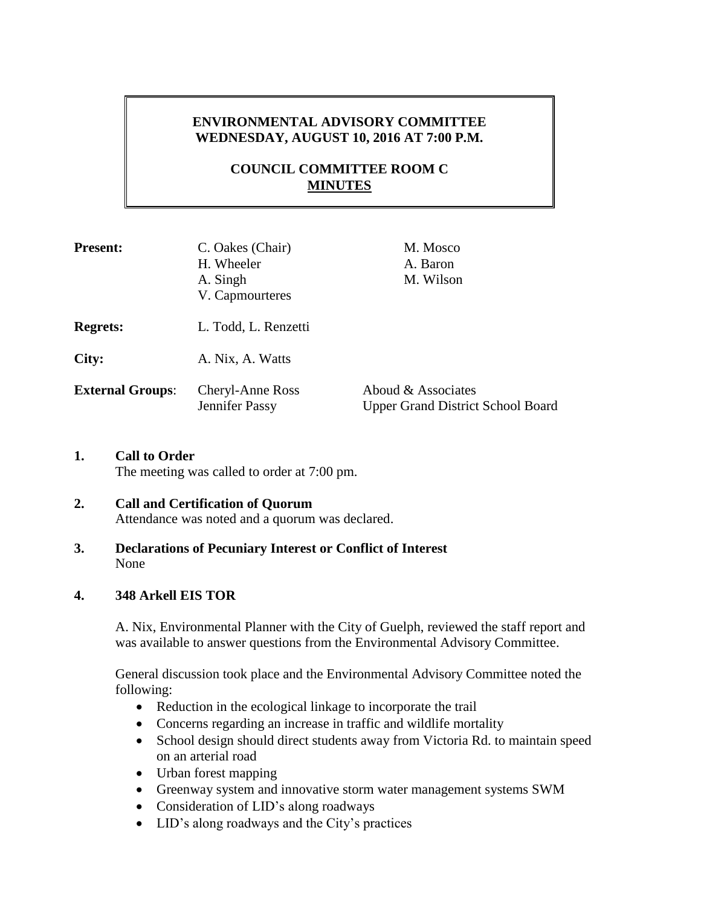**ENVIRONMENTAL ADVISORY COMMITTEE**
**WEDNESDAY, AUGUST 10, 2016 AT 7:00 P.M.**

**COUNCIL COMMITTEE ROOM C**
**MINUTES**

| | | |
|---|---|---|
| **Present:** | C. Oakes (Chair)<br>H. Wheeler<br>A. Singh<br>V. Capmourteres | M. Mosco<br>A. Baron<br>M. Wilson |
| **Regrets:** | L. Todd, L. Renzetti | |
| **City:** | A. Nix, A. Watts | |
| **External Groups:** | Cheryl-Anne Ross<br>Jennifer Passy | Aboud & Associates<br>Upper Grand District School Board |

## 1. Call to Order

The meeting was called to order at 7:00 pm.

## 2. Call and Certification of Quorum

Attendance was noted and a quorum was declared.

## 3. Declarations of Pecuniary Interest or Conflict of Interest

None

## 4. 348 Arkell EIS TOR

A. Nix, Environmental Planner with the City of Guelph, reviewed the staff report and was available to answer questions from the Environmental Advisory Committee.

General discussion took place and the Environmental Advisory Committee noted the following:

- Reduction in the ecological linkage to incorporate the trail
- Concerns regarding an increase in traffic and wildlife mortality
- School design should direct students away from Victoria Rd. to maintain speed on an arterial road
- Urban forest mapping
- Greenway system and innovative storm water management systems SWM
- Consideration of LID's along roadways
- LID's along roadways and the City's practices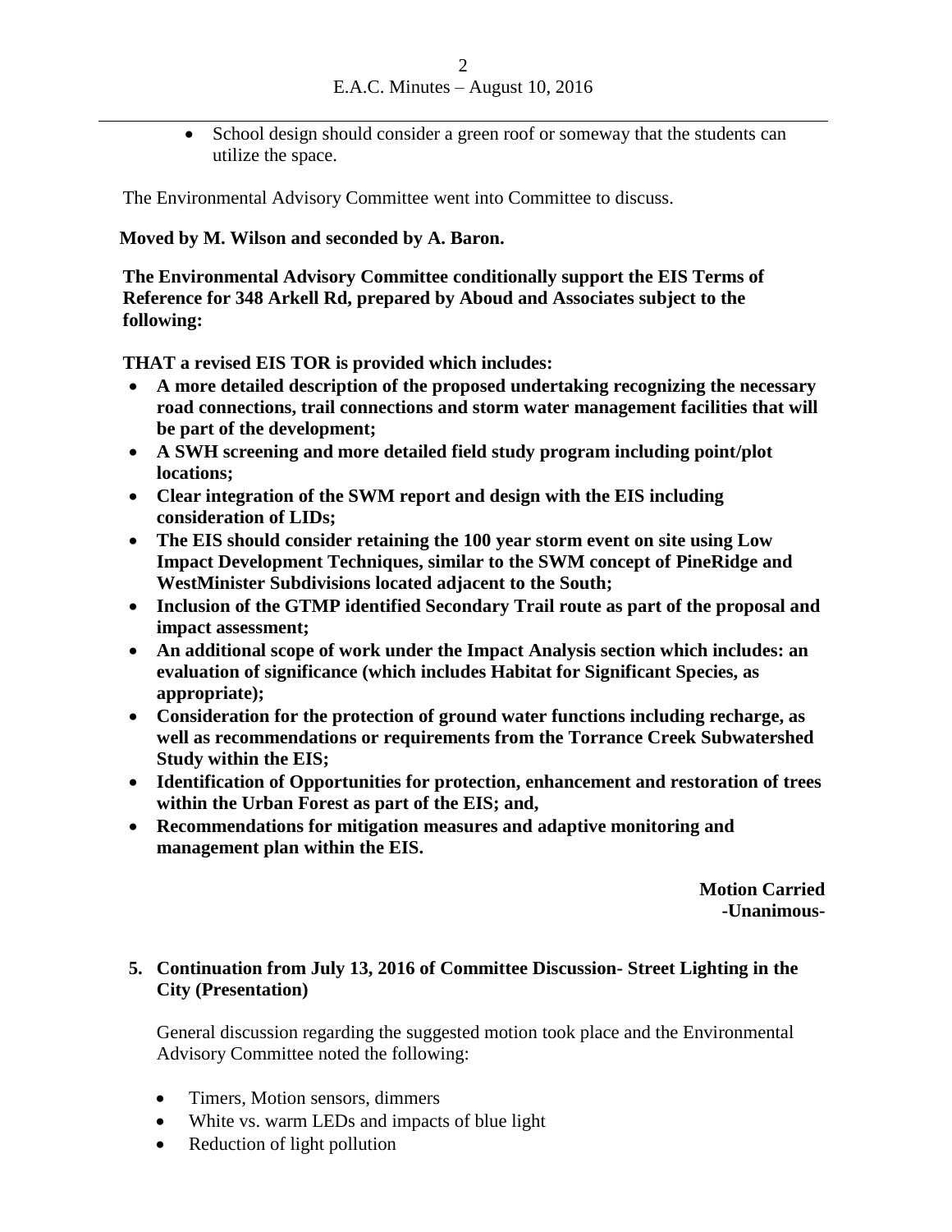- School design should consider a green roof or someway that the students can utilize the space.

The Environmental Advisory Committee went into Committee to discuss.

**Moved by M. Wilson and seconded by A. Baron.**

**The Environmental Advisory Committee conditionally support the EIS Terms of Reference for 348 Arkell Rd, prepared by Aboud and Associates subject to the following:**

**THAT a revised EIS TOR is provided which includes:**

- **A more detailed description of the proposed undertaking recognizing the necessary road connections, trail connections and storm water management facilities that will be part of the development;**
- **A SWH screening and more detailed field study program including point/plot locations;**
- **Clear integration of the SWM report and design with the EIS including consideration of LIDs;**
- **The EIS should consider retaining the 100 year storm event on site using Low Impact Development Techniques, similar to the SWM concept of PineRidge and WestMinister Subdivisions located adjacent to the South;**
- **Inclusion of the GTMP identified Secondary Trail route as part of the proposal and impact assessment;**
- **An additional scope of work under the Impact Analysis section which includes: an evaluation of significance (which includes Habitat for Significant Species, as appropriate);**
- **Consideration for the protection of ground water functions including recharge, as well as recommendations or requirements from the Torrance Creek Subwatershed Study within the EIS;**
- **Identification of Opportunities for protection, enhancement and restoration of trees within the Urban Forest as part of the EIS; and,**
- **Recommendations for mitigation measures and adaptive monitoring and management plan within the EIS.**

**Motion Carried**
**-Unanimous-**

## 5. Continuation from July 13, 2016 of Committee Discussion- Street Lighting in the City (Presentation)

General discussion regarding the suggested motion took place and the Environmental Advisory Committee noted the following:

- Timers, Motion sensors, dimmers
- White vs. warm LEDs and impacts of blue light
- Reduction of light pollution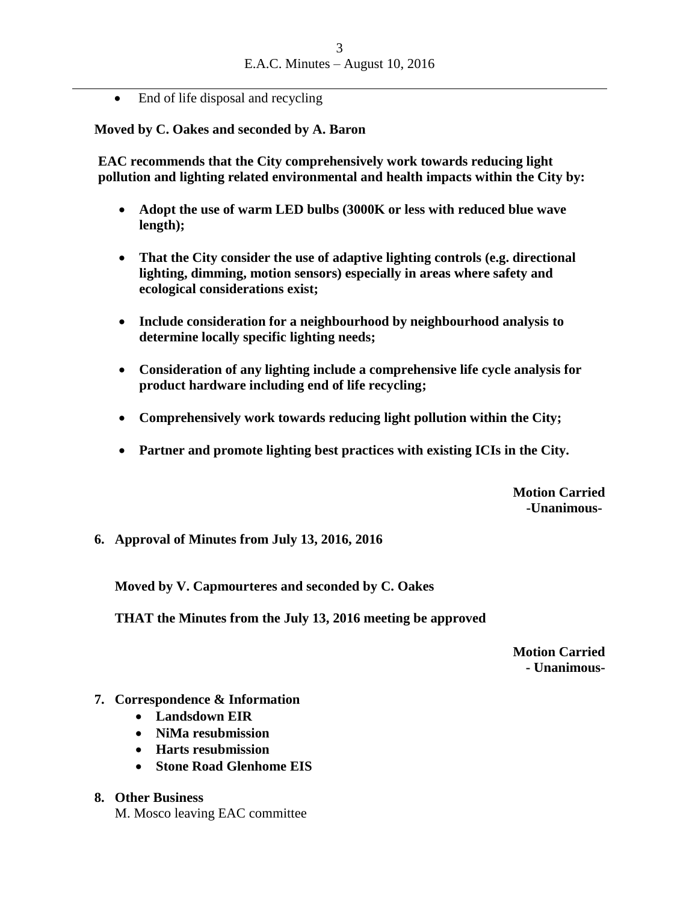- End of life disposal and recycling

**Moved by C. Oakes and seconded by A. Baron**

**EAC recommends that the City comprehensively work towards reducing light pollution and lighting related environmental and health impacts within the City by:**

- **Adopt the use of warm LED bulbs (3000K or less with reduced blue wave length);**
- **That the City consider the use of adaptive lighting controls (e.g. directional lighting, dimming, motion sensors) especially in areas where safety and ecological considerations exist;**
- **Include consideration for a neighbourhood by neighbourhood analysis to determine locally specific lighting needs;**
- **Consideration of any lighting include a comprehensive life cycle analysis for product hardware including end of life recycling;**
- **Comprehensively work towards reducing light pollution within the City;**
- **Partner and promote lighting best practices with existing ICIs in the City.**

**Motion Carried**
**-Unanimous-**

## 6. Approval of Minutes from July 13, 2016, 2016

**Moved by V. Capmourteres and seconded by C. Oakes**

**THAT the Minutes from the July 13, 2016 meeting be approved**

**Motion Carried**
**- Unanimous-**

## 7. Correspondence & Information

- **Landsdown EIR**
- **NiMa resubmission**
- **Harts resubmission**
- **Stone Road Glenhome EIS**

## 8. Other Business

M. Mosco leaving EAC committee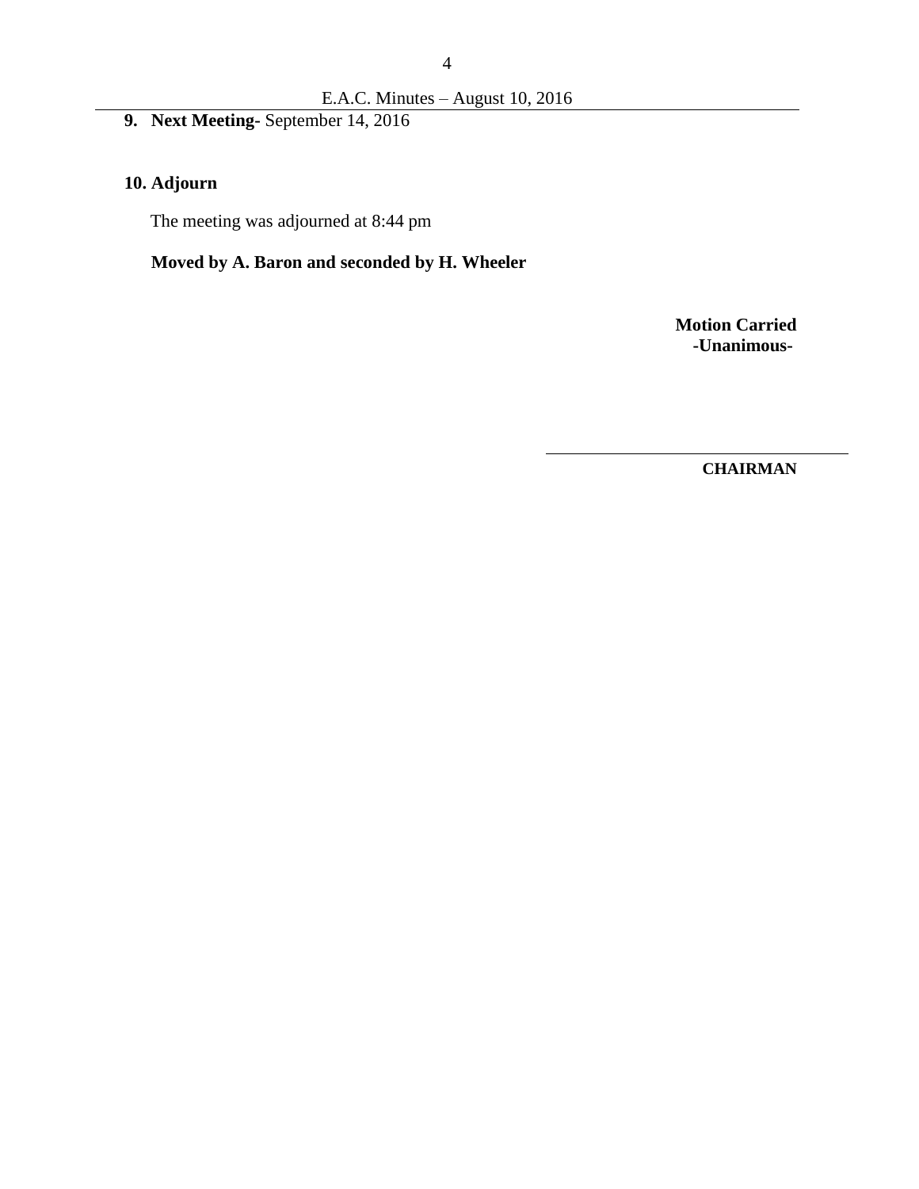**9. Next Meeting**- September 14, 2016

**10. Adjourn**

The meeting was adjourned at 8:44 pm

**Moved by A. Baron and seconded by H. Wheeler**

**Motion Carried**
**-Unanimous-**

\_\_\_\_\_\_\_\_\_\_\_\_\_\_\_\_\_\_\_\_\_\_\_\_\_\_\_\_\_\_\_\_

**CHAIRMAN**